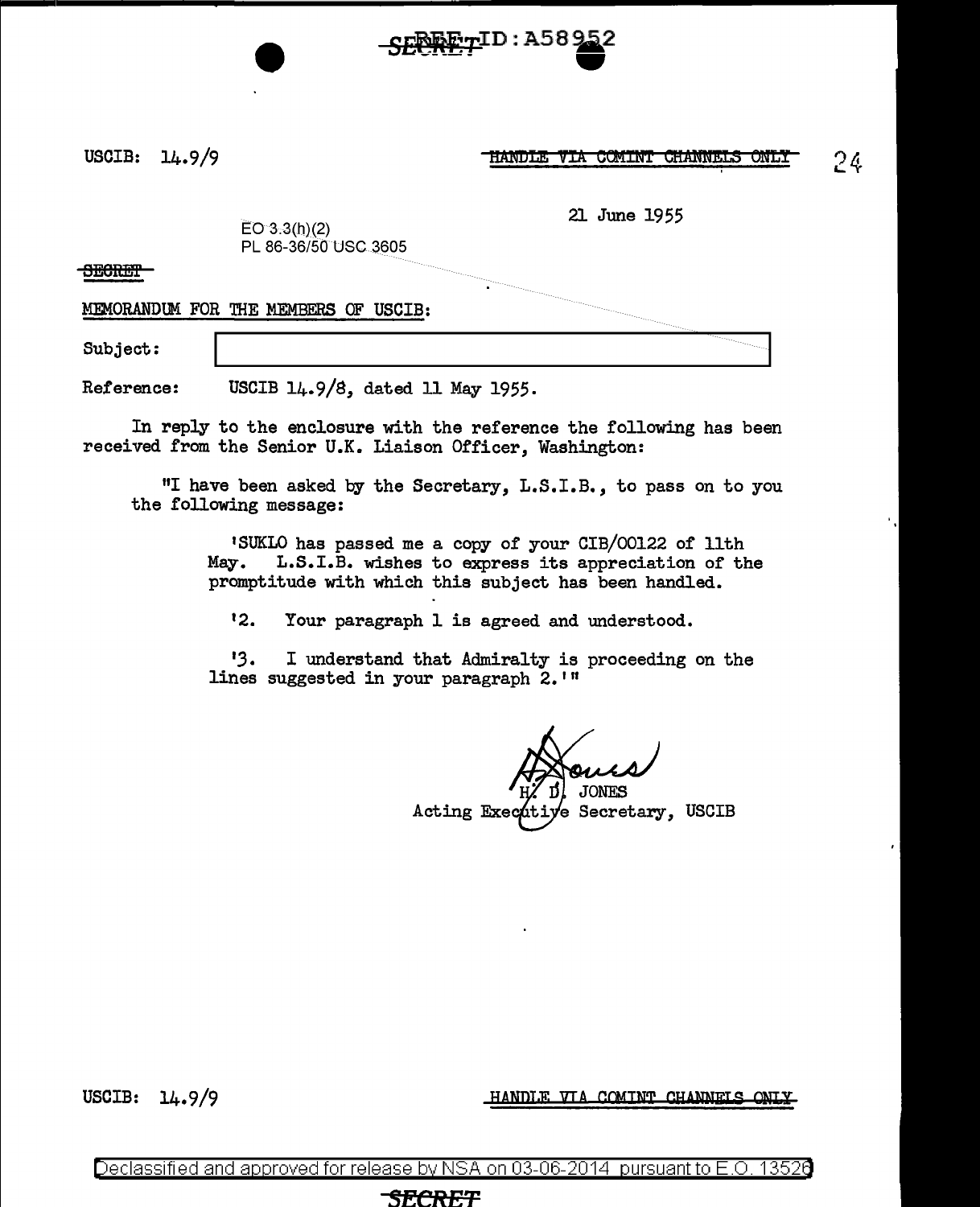USCIB: 14.9/9

~~HANDLE VIA COMINT CHANNELS ONLY~~

21 June 1955

EO 3.3(h)(2)
PL 86-36/50 USC 3605

~~SECRET~~

MEMORANDUM FOR THE MEMBERS OF USCIB:

Subject: [redacted]

Reference: USCIB 14.9/8, dated 11 May 1955.

In reply to the enclosure with the reference the following has been received from the Senior U.K. Liaison Officer, Washington:

"I have been asked by the Secretary, L.S.I.B., to pass on to you the following message:

'SUKLO has passed me a copy of your CIB/00122 of 11th May. L.S.I.B. wishes to express its appreciation of the promptitude with which this subject has been handled.

'2. Your paragraph 1 is agreed and understood.

'3. I understand that Admiralty is proceeding on the lines suggested in your paragraph 2.'"

H. D. JONES
Acting Executive Secretary, USCIB

USCIB: 14.9/9

HANDLE VIA COMINT CHANNELS ONLY

Declassified and approved for release by NSA on 03-06-2014 pursuant to E.O. 13526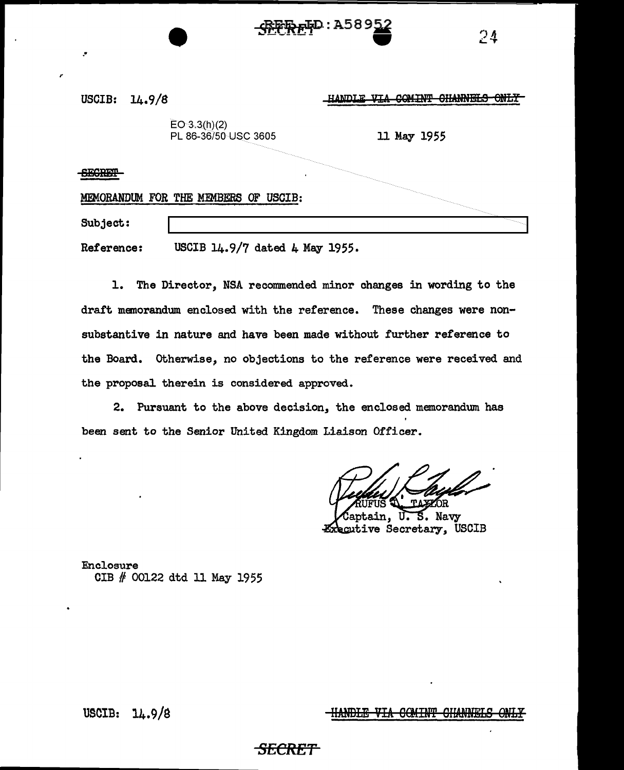REF ID: A58952

SECRET

USCIB: 14.9/8

~~HANDLE VIA COMINT CHANNELS ONLY~~

EO 3.3(h)(2)
PL 86-36/50 USC 3605

11 May 1955

~~SECRET~~

MEMORANDUM FOR THE MEMBERS OF USCIB:

Subject: [REDACTED]

Reference: USCIB 14.9/7 dated 4 May 1955.

1. The Director, NSA recommended minor changes in wording to the draft memorandum enclosed with the reference. These changes were non-substantive in nature and have been made without further reference to the Board. Otherwise, no objections to the reference were received and the proposal therein is considered approved.

2. Pursuant to the above decision, the enclosed memorandum has been sent to the Senior United Kingdom Liaison Officer.

RUFUS L. TAYLOR
Captain, U. S. Navy
Executive Secretary, USCIB

Enclosure
CIB # 00122 dtd 11 May 1955

USCIB: 14.9/8

~~HANDLE VIA COMINT CHANNELS ONLY~~

~~SECRET~~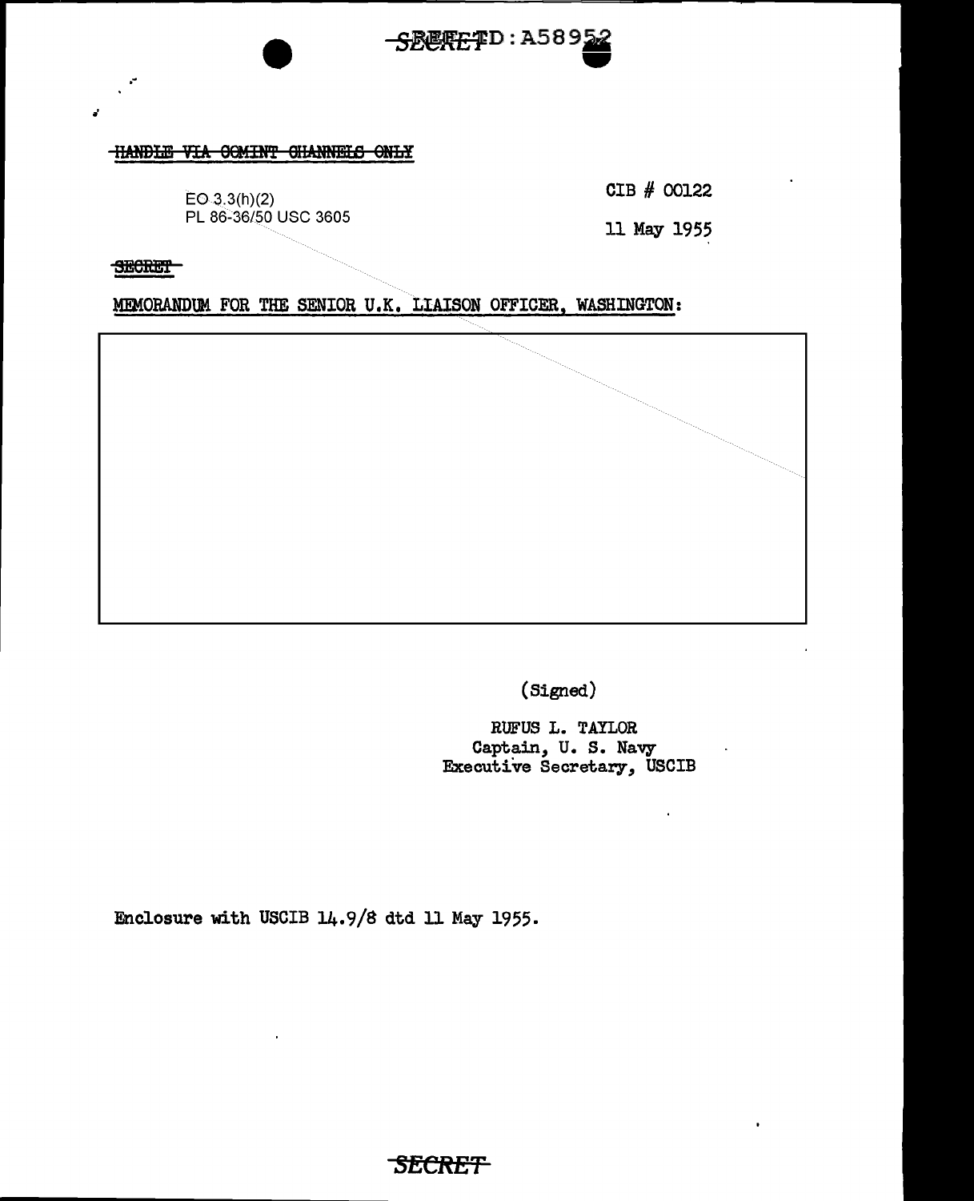~~HANDLE VIA COMINT CHANNELS ONLY~~

EO 3.3(h)(2)
PL 86-36/50 USC 3605

CIB # 00122

11 May 1955

~~SECRET~~

MEMORANDUM FOR THE SENIOR U.K. LIAISON OFFICER, WASHINGTON:

(Signed)

RUFUS L. TAYLOR
Captain, U. S. Navy
Executive Secretary, USCIB

Enclosure with USCIB 14.9/8 dtd 11 May 1955.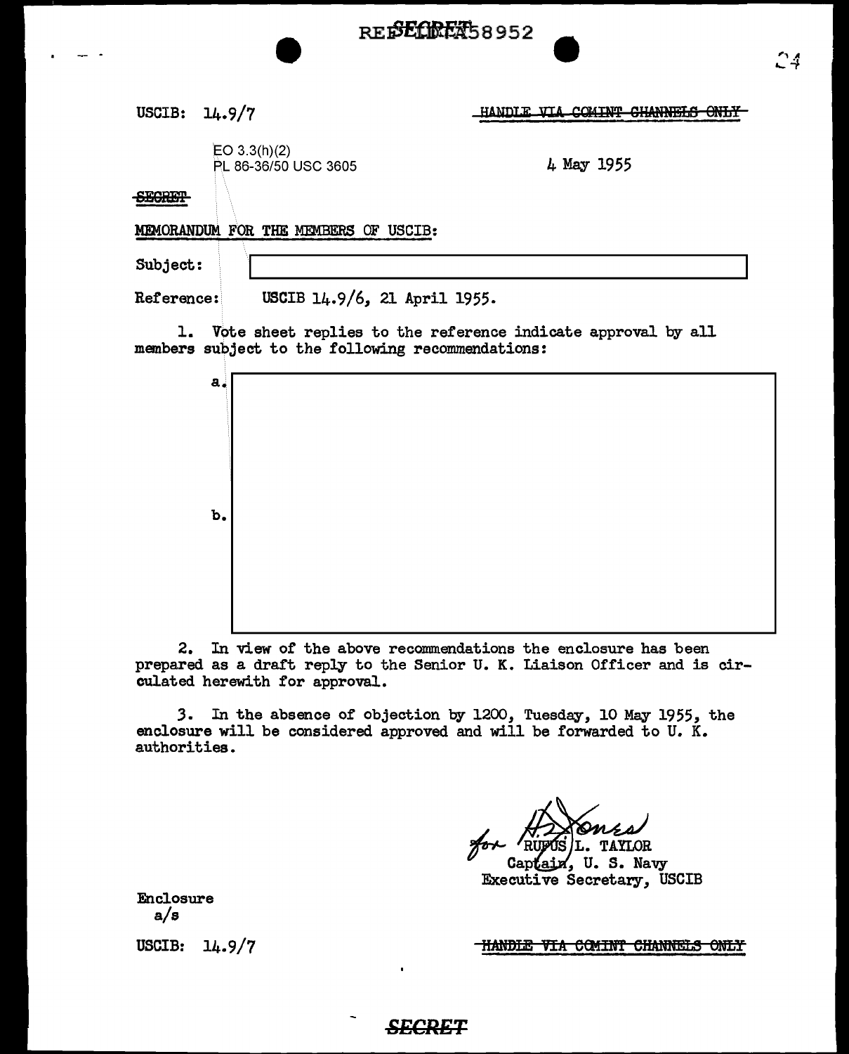USCIB: 14.9/7

~~HANDLE VIA COMINT CHANNELS ONLY~~

EO 3.3(h)(2)
PL 86-36/50 USC 3605

4 May 1955

~~SECRET~~

MEMORANDUM FOR THE MEMBERS OF USCIB:

Subject: [redacted]

Reference: USCIB 14.9/6, 21 April 1955.

1. Vote sheet replies to the reference indicate approval by all members subject to the following recommendations:

a. [redacted]

b. [redacted]

2. In view of the above recommendations the enclosure has been prepared as a draft reply to the Senior U. K. Liaison Officer and is circulated herewith for approval.

3. In the absence of objection by 1200, Tuesday, 10 May 1955, the enclosure will be considered approved and will be forwarded to U. K. authorities.

for H. L. Jones
RUFUS L. TAYLOR
Captain, U. S. Navy
Executive Secretary, USCIB

Enclosure
a/s

USCIB: 14.9/7

~~HANDLE VIA COMINT CHANNELS ONLY~~

~~SECRET~~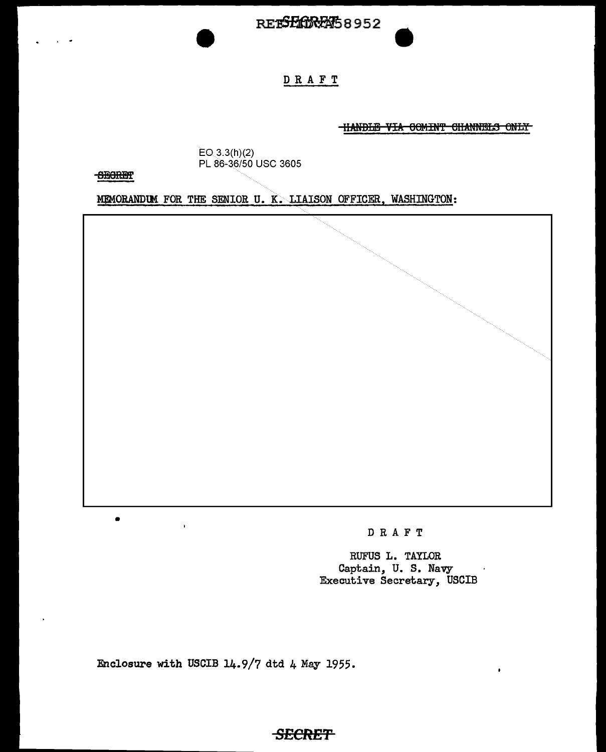REF ID:A58952

DRAFT

~~HANDLE VIA COMINT CHANNELS ONLY~~

EO 3.3(h)(2)
PL 86-36/50 USC 3605

~~SECRET~~

MEMORANDUM FOR THE SENIOR U. K. LIAISON OFFICER, WASHINGTON:

DRAFT

RUFUS L. TAYLOR
Captain, U. S. Navy
Executive Secretary, USCIB

Enclosure with USCIB 14.9/7 dtd 4 May 1955.

~~SECRET~~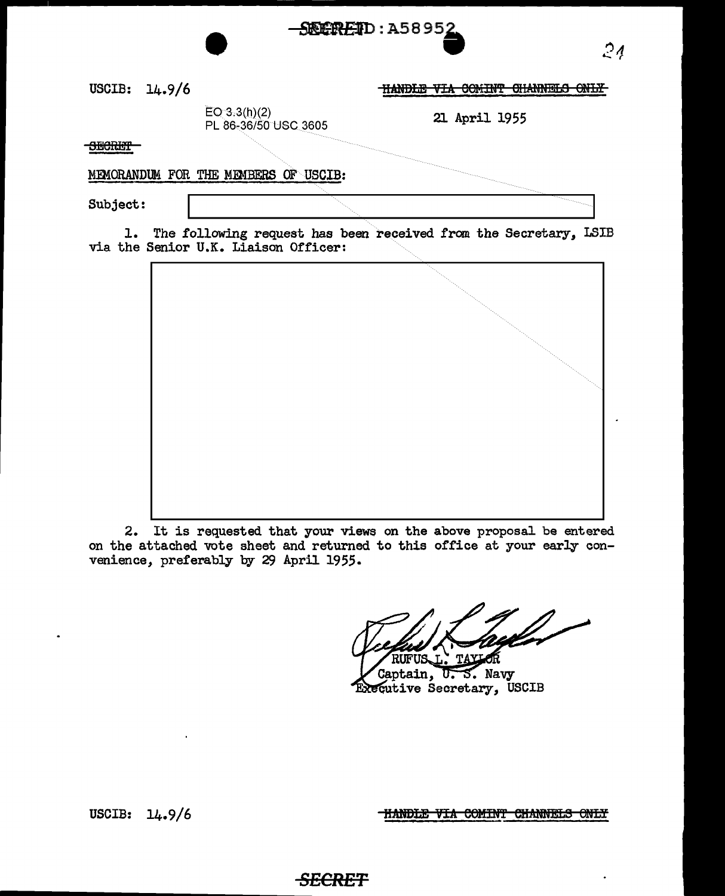~~SECRET~~ REF ID: A58952

USCIB: 14.9/6

~~HANDLE VIA COMINT CHANNELS ONLY~~

EO 3.3(h)(2)
PL 86-36/50 USC 3605

21 April 1955

~~SECRET~~

MEMORANDUM FOR THE MEMBERS OF USCIB:

Subject: [redacted]

1. The following request has been received from the Secretary, LSIB via the Senior U.K. Liaison Officer:

[redacted]

2. It is requested that your views on the above proposal be entered on the attached vote sheet and returned to this office at your early convenience, preferably by 29 April 1955.

RUFUS L. TAYLOR
Captain, U. S. Navy
Executive Secretary, USCIB

USCIB: 14.9/6

~~HANDLE VIA COMINT CHANNELS ONLY~~

~~SECRET~~